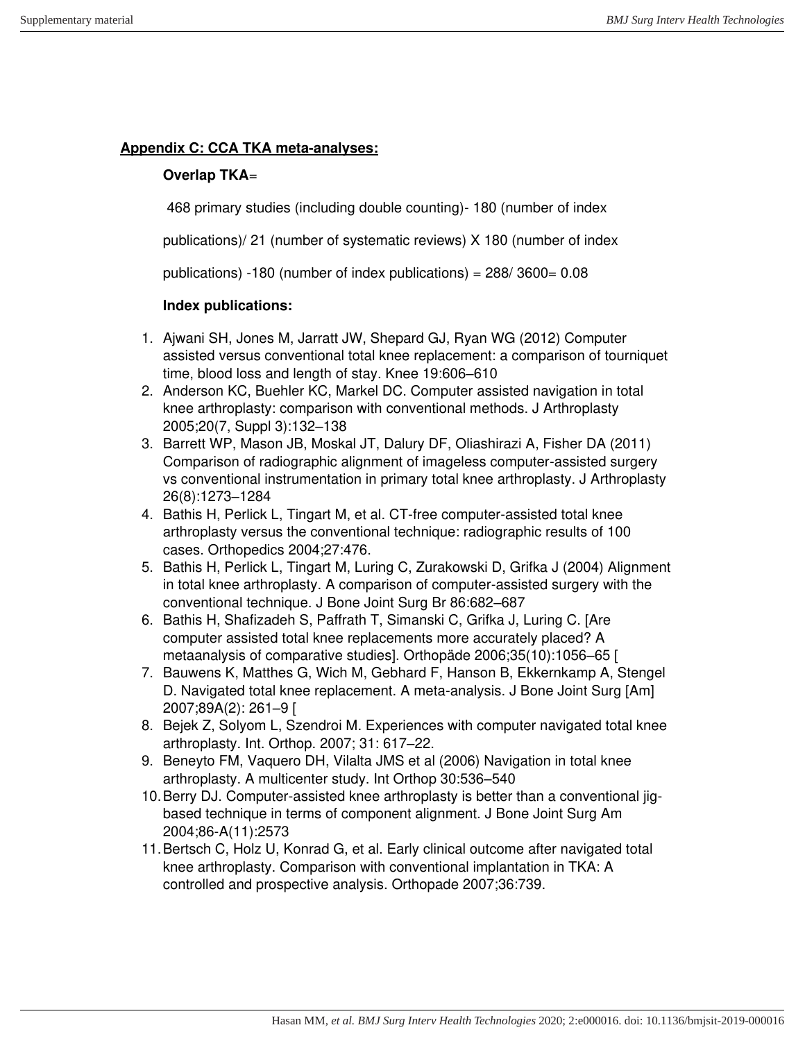## Appendix C: CCA TKA meta-analyses:

**Overlap TKA**=

468 primary studies (including double counting)- 180 (number of index publications)/ 21 (number of systematic reviews) X 180 (number of index publications) -180 (number of index publications) = 288/ 3600= 0.08

**Index publications:**

1. Ajwani SH, Jones M, Jarratt JW, Shepard GJ, Ryan WG (2012) Computer assisted versus conventional total knee replacement: a comparison of tourniquet time, blood loss and length of stay. Knee 19:606–610
2. Anderson KC, Buehler KC, Markel DC. Computer assisted navigation in total knee arthroplasty: comparison with conventional methods. J Arthroplasty 2005;20(7, Suppl 3):132–138
3. Barrett WP, Mason JB, Moskal JT, Dalury DF, Oliashirazi A, Fisher DA (2011) Comparison of radiographic alignment of imageless computer-assisted surgery vs conventional instrumentation in primary total knee arthroplasty. J Arthroplasty 26(8):1273–1284
4. Bathis H, Perlick L, Tingart M, et al. CT-free computer-assisted total knee arthroplasty versus the conventional technique: radiographic results of 100 cases. Orthopedics 2004;27:476.
5. Bathis H, Perlick L, Tingart M, Luring C, Zurakowski D, Grifka J (2004) Alignment in total knee arthroplasty. A comparison of computer-assisted surgery with the conventional technique. J Bone Joint Surg Br 86:682–687
6. Bathis H, Shafizadeh S, Paffrath T, Simanski C, Grifka J, Luring C. [Are computer assisted total knee replacements more accurately placed? A metaanalysis of comparative studies]. Orthopäde 2006;35(10):1056–65 [
7. Bauwens K, Matthes G, Wich M, Gebhard F, Hanson B, Ekkernkamp A, Stengel D. Navigated total knee replacement. A meta-analysis. J Bone Joint Surg [Am] 2007;89A(2): 261–9 [
8. Bejek Z, Solyom L, Szendroi M. Experiences with computer navigated total knee arthroplasty. Int. Orthop. 2007; 31: 617–22.
9. Beneyto FM, Vaquero DH, Vilalta JMS et al (2006) Navigation in total knee arthroplasty. A multicenter study. Int Orthop 30:536–540
10. Berry DJ. Computer-assisted knee arthroplasty is better than a conventional jig-based technique in terms of component alignment. J Bone Joint Surg Am 2004;86-A(11):2573
11. Bertsch C, Holz U, Konrad G, et al. Early clinical outcome after navigated total knee arthroplasty. Comparison with conventional implantation in TKA: A controlled and prospective analysis. Orthopade 2007;36:739.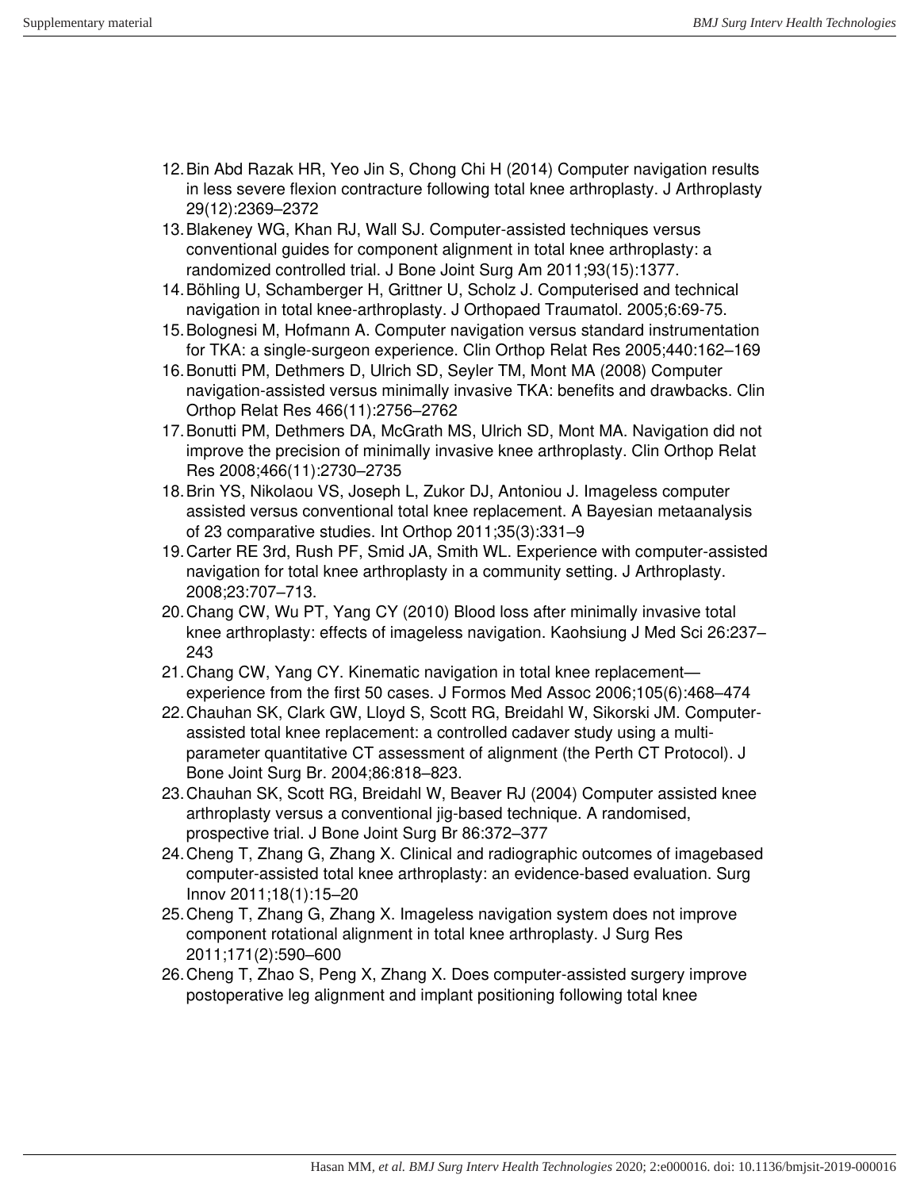12. Bin Abd Razak HR, Yeo Jin S, Chong Chi H (2014) Computer navigation results in less severe flexion contracture following total knee arthroplasty. J Arthroplasty 29(12):2369–2372
13. Blakeney WG, Khan RJ, Wall SJ. Computer-assisted techniques versus conventional guides for component alignment in total knee arthroplasty: a randomized controlled trial. J Bone Joint Surg Am 2011;93(15):1377.
14. Böhling U, Schamberger H, Grittner U, Scholz J. Computerised and technical navigation in total knee-arthroplasty. J Orthopaed Traumatol. 2005;6:69-75.
15. Bolognesi M, Hofmann A. Computer navigation versus standard instrumentation for TKA: a single-surgeon experience. Clin Orthop Relat Res 2005;440:162–169
16. Bonutti PM, Dethmers D, Ulrich SD, Seyler TM, Mont MA (2008) Computer navigation-assisted versus minimally invasive TKA: benefits and drawbacks. Clin Orthop Relat Res 466(11):2756–2762
17. Bonutti PM, Dethmers DA, McGrath MS, Ulrich SD, Mont MA. Navigation did not improve the precision of minimally invasive knee arthroplasty. Clin Orthop Relat Res 2008;466(11):2730–2735
18. Brin YS, Nikolaou VS, Joseph L, Zukor DJ, Antoniou J. Imageless computer assisted versus conventional total knee replacement. A Bayesian metaanalysis of 23 comparative studies. Int Orthop 2011;35(3):331–9
19. Carter RE 3rd, Rush PF, Smid JA, Smith WL. Experience with computer-assisted navigation for total knee arthroplasty in a community setting. J Arthroplasty. 2008;23:707–713.
20. Chang CW, Wu PT, Yang CY (2010) Blood loss after minimally invasive total knee arthroplasty: effects of imageless navigation. Kaohsiung J Med Sci 26:237–243
21. Chang CW, Yang CY. Kinematic navigation in total knee replacement—experience from the first 50 cases. J Formos Med Assoc 2006;105(6):468–474
22. Chauhan SK, Clark GW, Lloyd S, Scott RG, Breidahl W, Sikorski JM. Computer-assisted total knee replacement: a controlled cadaver study using a multi-parameter quantitative CT assessment of alignment (the Perth CT Protocol). J Bone Joint Surg Br. 2004;86:818–823.
23. Chauhan SK, Scott RG, Breidahl W, Beaver RJ (2004) Computer assisted knee arthroplasty versus a conventional jig-based technique. A randomised, prospective trial. J Bone Joint Surg Br 86:372–377
24. Cheng T, Zhang G, Zhang X. Clinical and radiographic outcomes of imagebased computer-assisted total knee arthroplasty: an evidence-based evaluation. Surg Innov 2011;18(1):15–20
25. Cheng T, Zhang G, Zhang X. Imageless navigation system does not improve component rotational alignment in total knee arthroplasty. J Surg Res 2011;171(2):590–600
26. Cheng T, Zhao S, Peng X, Zhang X. Does computer-assisted surgery improve postoperative leg alignment and implant positioning following total knee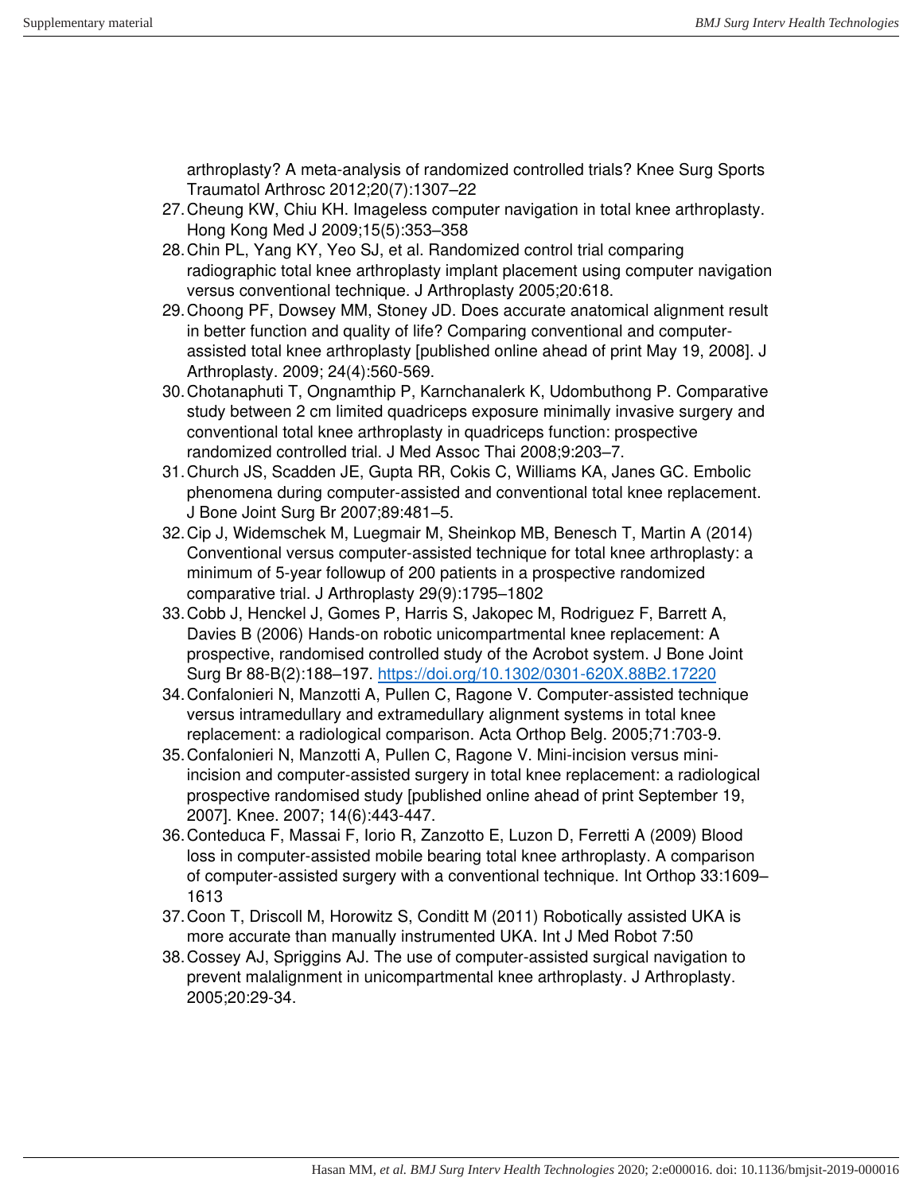arthroplasty? A meta-analysis of randomized controlled trials? Knee Surg Sports Traumatol Arthrosc 2012;20(7):1307–22

27. Cheung KW, Chiu KH. Imageless computer navigation in total knee arthroplasty. Hong Kong Med J 2009;15(5):353–358
28. Chin PL, Yang KY, Yeo SJ, et al. Randomized control trial comparing radiographic total knee arthroplasty implant placement using computer navigation versus conventional technique. J Arthroplasty 2005;20:618.
29. Choong PF, Dowsey MM, Stoney JD. Does accurate anatomical alignment result in better function and quality of life? Comparing conventional and computer-assisted total knee arthroplasty [published online ahead of print May 19, 2008]. J Arthroplasty. 2009; 24(4):560-569.
30. Chotanaphuti T, Ongnamthip P, Karnchanalerk K, Udombuthong P. Comparative study between 2 cm limited quadriceps exposure minimally invasive surgery and conventional total knee arthroplasty in quadriceps function: prospective randomized controlled trial. J Med Assoc Thai 2008;9:203–7.
31. Church JS, Scadden JE, Gupta RR, Cokis C, Williams KA, Janes GC. Embolic phenomena during computer-assisted and conventional total knee replacement. J Bone Joint Surg Br 2007;89:481–5.
32. Cip J, Widemschek M, Luegmair M, Sheinkop MB, Benesch T, Martin A (2014) Conventional versus computer-assisted technique for total knee arthroplasty: a minimum of 5-year followup of 200 patients in a prospective randomized comparative trial. J Arthroplasty 29(9):1795–1802
33. Cobb J, Henckel J, Gomes P, Harris S, Jakopec M, Rodriguez F, Barrett A, Davies B (2006) Hands-on robotic unicompartmental knee replacement: A prospective, randomised controlled study of the Acrobot system. J Bone Joint Surg Br 88-B(2):188–197. https://doi.org/10.1302/0301-620X.88B2.17220
34. Confalonieri N, Manzotti A, Pullen C, Ragone V. Computer-assisted technique versus intramedullary and extramedullary alignment systems in total knee replacement: a radiological comparison. Acta Orthop Belg. 2005;71:703-9.
35. Confalonieri N, Manzotti A, Pullen C, Ragone V. Mini-incision versus mini-incision and computer-assisted surgery in total knee replacement: a radiological prospective randomised study [published online ahead of print September 19, 2007]. Knee. 2007; 14(6):443-447.
36. Conteduca F, Massai F, Iorio R, Zanzotto E, Luzon D, Ferretti A (2009) Blood loss in computer-assisted mobile bearing total knee arthroplasty. A comparison of computer-assisted surgery with a conventional technique. Int Orthop 33:1609–1613
37. Coon T, Driscoll M, Horowitz S, Conditt M (2011) Robotically assisted UKA is more accurate than manually instrumented UKA. Int J Med Robot 7:50
38. Cossey AJ, Spriggins AJ. The use of computer-assisted surgical navigation to prevent malalignment in unicompartmental knee arthroplasty. J Arthroplasty. 2005;20:29-34.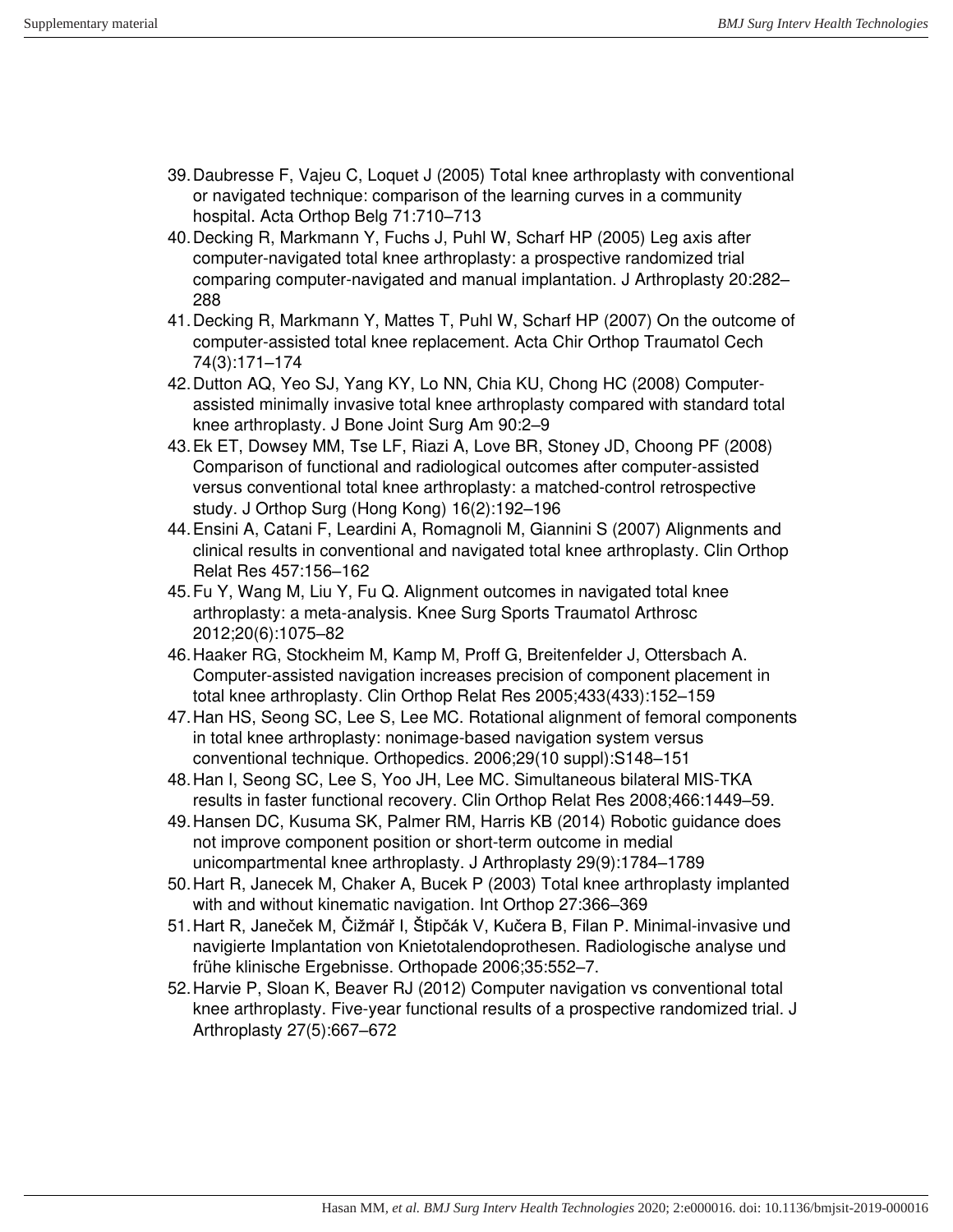39. Daubresse F, Vajeu C, Loquet J (2005) Total knee arthroplasty with conventional or navigated technique: comparison of the learning curves in a community hospital. Acta Orthop Belg 71:710–713
40. Decking R, Markmann Y, Fuchs J, Puhl W, Scharf HP (2005) Leg axis after computer-navigated total knee arthroplasty: a prospective randomized trial comparing computer-navigated and manual implantation. J Arthroplasty 20:282–288
41. Decking R, Markmann Y, Mattes T, Puhl W, Scharf HP (2007) On the outcome of computer-assisted total knee replacement. Acta Chir Orthop Traumatol Cech 74(3):171–174
42. Dutton AQ, Yeo SJ, Yang KY, Lo NN, Chia KU, Chong HC (2008) Computer-assisted minimally invasive total knee arthroplasty compared with standard total knee arthroplasty. J Bone Joint Surg Am 90:2–9
43. Ek ET, Dowsey MM, Tse LF, Riazi A, Love BR, Stoney JD, Choong PF (2008) Comparison of functional and radiological outcomes after computer-assisted versus conventional total knee arthroplasty: a matched-control retrospective study. J Orthop Surg (Hong Kong) 16(2):192–196
44. Ensini A, Catani F, Leardini A, Romagnoli M, Giannini S (2007) Alignments and clinical results in conventional and navigated total knee arthroplasty. Clin Orthop Relat Res 457:156–162
45. Fu Y, Wang M, Liu Y, Fu Q. Alignment outcomes in navigated total knee arthroplasty: a meta-analysis. Knee Surg Sports Traumatol Arthrosc 2012;20(6):1075–82
46. Haaker RG, Stockheim M, Kamp M, Proff G, Breitenfelder J, Ottersbach A. Computer-assisted navigation increases precision of component placement in total knee arthroplasty. Clin Orthop Relat Res 2005;433(433):152–159
47. Han HS, Seong SC, Lee S, Lee MC. Rotational alignment of femoral components in total knee arthroplasty: nonimage-based navigation system versus conventional technique. Orthopedics. 2006;29(10 suppl):S148–151
48. Han I, Seong SC, Lee S, Yoo JH, Lee MC. Simultaneous bilateral MIS-TKA results in faster functional recovery. Clin Orthop Relat Res 2008;466:1449–59.
49. Hansen DC, Kusuma SK, Palmer RM, Harris KB (2014) Robotic guidance does not improve component position or short-term outcome in medial unicompartmental knee arthroplasty. J Arthroplasty 29(9):1784–1789
50. Hart R, Janecek M, Chaker A, Bucek P (2003) Total knee arthroplasty implanted with and without kinematic navigation. Int Orthop 27:366–369
51. Hart R, Janeček M, Čižmář I, Štipčák V, Kučera B, Filan P. Minimal-invasive und navigierte Implantation von Knietotalendoprothesen. Radiologische analyse und frühe klinische Ergebnisse. Orthopade 2006;35:552–7.
52. Harvie P, Sloan K, Beaver RJ (2012) Computer navigation vs conventional total knee arthroplasty. Five-year functional results of a prospective randomized trial. J Arthroplasty 27(5):667–672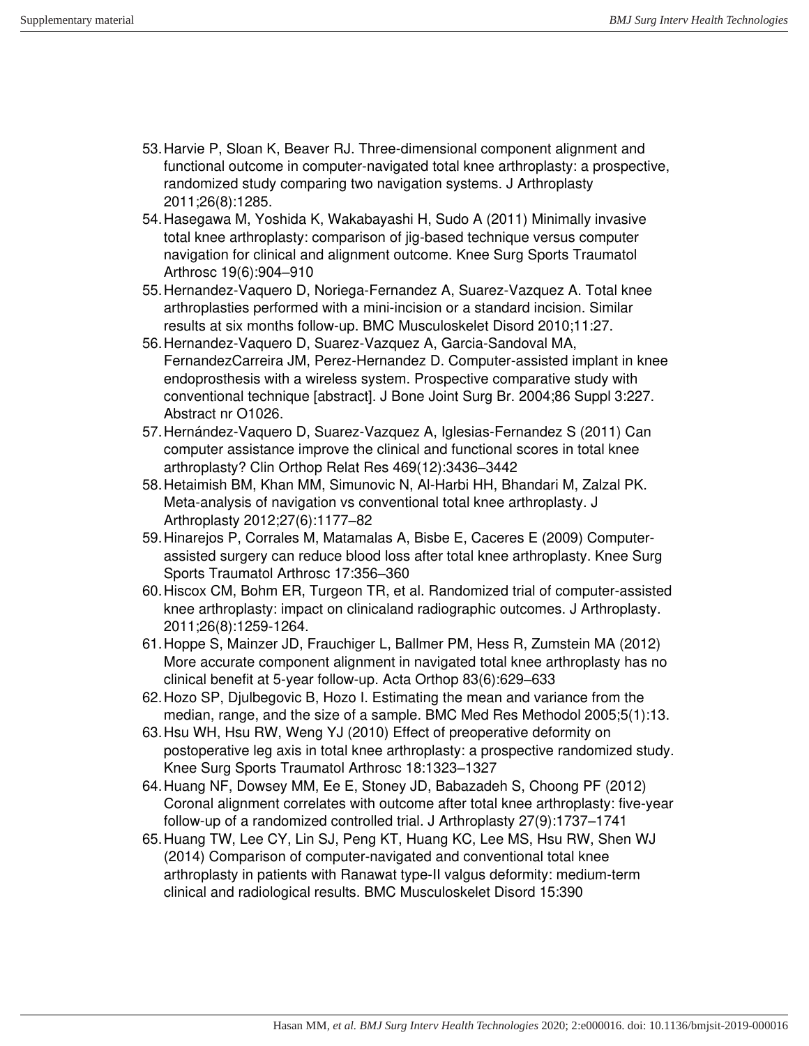53. Harvie P, Sloan K, Beaver RJ. Three-dimensional component alignment and functional outcome in computer-navigated total knee arthroplasty: a prospective, randomized study comparing two navigation systems. J Arthroplasty 2011;26(8):1285.
54. Hasegawa M, Yoshida K, Wakabayashi H, Sudo A (2011) Minimally invasive total knee arthroplasty: comparison of jig-based technique versus computer navigation for clinical and alignment outcome. Knee Surg Sports Traumatol Arthrosc 19(6):904–910
55. Hernandez-Vaquero D, Noriega-Fernandez A, Suarez-Vazquez A. Total knee arthroplasties performed with a mini-incision or a standard incision. Similar results at six months follow-up. BMC Musculoskelet Disord 2010;11:27.
56. Hernandez-Vaquero D, Suarez-Vazquez A, Garcia-Sandoval MA, FernandezCarreira JM, Perez-Hernandez D. Computer-assisted implant in knee endoprosthesis with a wireless system. Prospective comparative study with conventional technique [abstract]. J Bone Joint Surg Br. 2004;86 Suppl 3:227. Abstract nr O1026.
57. Hernández-Vaquero D, Suarez-Vazquez A, Iglesias-Fernandez S (2011) Can computer assistance improve the clinical and functional scores in total knee arthroplasty? Clin Orthop Relat Res 469(12):3436–3442
58. Hetaimish BM, Khan MM, Simunovic N, Al-Harbi HH, Bhandari M, Zalzal PK. Meta-analysis of navigation vs conventional total knee arthroplasty. J Arthroplasty 2012;27(6):1177–82
59. Hinarejos P, Corrales M, Matamalas A, Bisbe E, Caceres E (2009) Computer-assisted surgery can reduce blood loss after total knee arthroplasty. Knee Surg Sports Traumatol Arthrosc 17:356–360
60. Hiscox CM, Bohm ER, Turgeon TR, et al. Randomized trial of computer-assisted knee arthroplasty: impact on clinicaland radiographic outcomes. J Arthroplasty. 2011;26(8):1259-1264.
61. Hoppe S, Mainzer JD, Frauchiger L, Ballmer PM, Hess R, Zumstein MA (2012) More accurate component alignment in navigated total knee arthroplasty has no clinical benefit at 5-year follow-up. Acta Orthop 83(6):629–633
62. Hozo SP, Djulbegovic B, Hozo I. Estimating the mean and variance from the median, range, and the size of a sample. BMC Med Res Methodol 2005;5(1):13.
63. Hsu WH, Hsu RW, Weng YJ (2010) Effect of preoperative deformity on postoperative leg axis in total knee arthroplasty: a prospective randomized study. Knee Surg Sports Traumatol Arthrosc 18:1323–1327
64. Huang NF, Dowsey MM, Ee E, Stoney JD, Babazadeh S, Choong PF (2012) Coronal alignment correlates with outcome after total knee arthroplasty: five-year follow-up of a randomized controlled trial. J Arthroplasty 27(9):1737–1741
65. Huang TW, Lee CY, Lin SJ, Peng KT, Huang KC, Lee MS, Hsu RW, Shen WJ (2014) Comparison of computer-navigated and conventional total knee arthroplasty in patients with Ranawat type-II valgus deformity: medium-term clinical and radiological results. BMC Musculoskelet Disord 15:390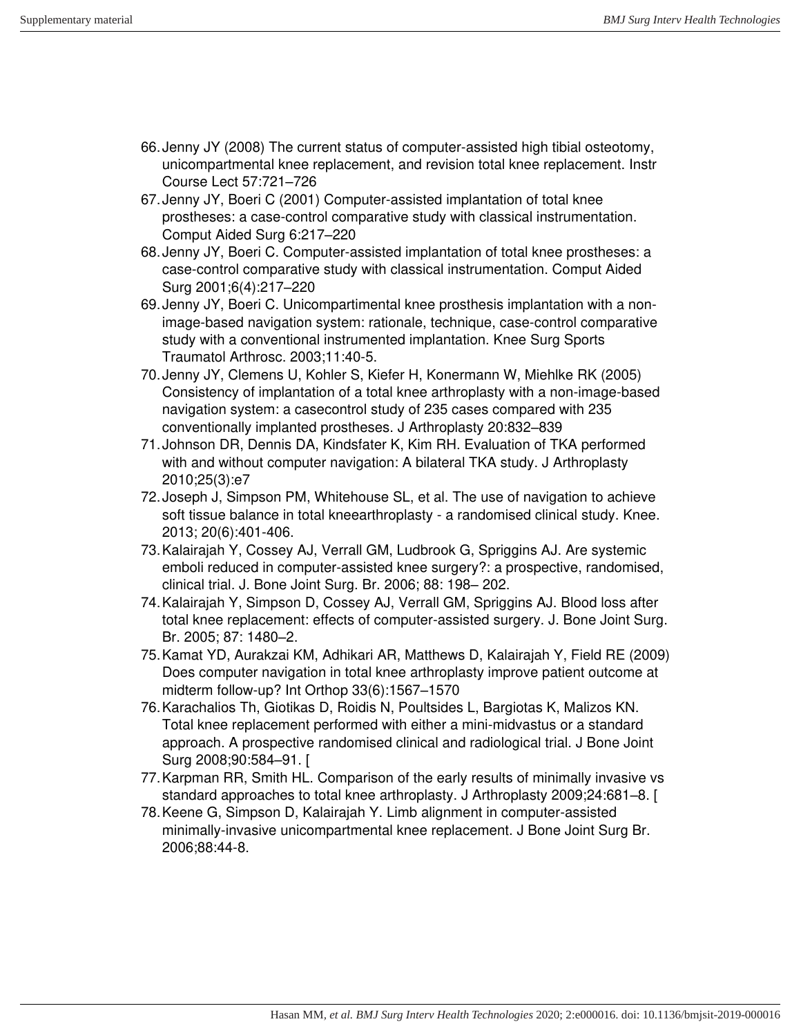66. Jenny JY (2008) The current status of computer-assisted high tibial osteotomy, unicompartmental knee replacement, and revision total knee replacement. Instr Course Lect 57:721–726
67. Jenny JY, Boeri C (2001) Computer-assisted implantation of total knee prostheses: a case-control comparative study with classical instrumentation. Comput Aided Surg 6:217–220
68. Jenny JY, Boeri C. Computer-assisted implantation of total knee prostheses: a case-control comparative study with classical instrumentation. Comput Aided Surg 2001;6(4):217–220
69. Jenny JY, Boeri C. Unicompartimental knee prosthesis implantation with a non-image-based navigation system: rationale, technique, case-control comparative study with a conventional instrumented implantation. Knee Surg Sports Traumatol Arthrosc. 2003;11:40-5.
70. Jenny JY, Clemens U, Kohler S, Kiefer H, Konermann W, Miehlke RK (2005) Consistency of implantation of a total knee arthroplasty with a non-image-based navigation system: a casecontrol study of 235 cases compared with 235 conventionally implanted prostheses. J Arthroplasty 20:832–839
71. Johnson DR, Dennis DA, Kindsfater K, Kim RH. Evaluation of TKA performed with and without computer navigation: A bilateral TKA study. J Arthroplasty 2010;25(3):e7
72. Joseph J, Simpson PM, Whitehouse SL, et al. The use of navigation to achieve soft tissue balance in total kneearthroplasty - a randomised clinical study. Knee. 2013; 20(6):401-406.
73. Kalairajah Y, Cossey AJ, Verrall GM, Ludbrook G, Spriggins AJ. Are systemic emboli reduced in computer-assisted knee surgery?: a prospective, randomised, clinical trial. J. Bone Joint Surg. Br. 2006; 88: 198– 202.
74. Kalairajah Y, Simpson D, Cossey AJ, Verrall GM, Spriggins AJ. Blood loss after total knee replacement: effects of computer-assisted surgery. J. Bone Joint Surg. Br. 2005; 87: 1480–2.
75. Kamat YD, Aurakzai KM, Adhikari AR, Matthews D, Kalairajah Y, Field RE (2009) Does computer navigation in total knee arthroplasty improve patient outcome at midterm follow-up? Int Orthop 33(6):1567–1570
76. Karachalios Th, Giotikas D, Roidis N, Poultsides L, Bargiotas K, Malizos KN. Total knee replacement performed with either a mini-midvastus or a standard approach. A prospective randomised clinical and radiological trial. J Bone Joint Surg 2008;90:584–91. [
77. Karpman RR, Smith HL. Comparison of the early results of minimally invasive vs standard approaches to total knee arthroplasty. J Arthroplasty 2009;24:681–8. [
78. Keene G, Simpson D, Kalairajah Y. Limb alignment in computer-assisted minimally-invasive unicompartmental knee replacement. J Bone Joint Surg Br. 2006;88:44-8.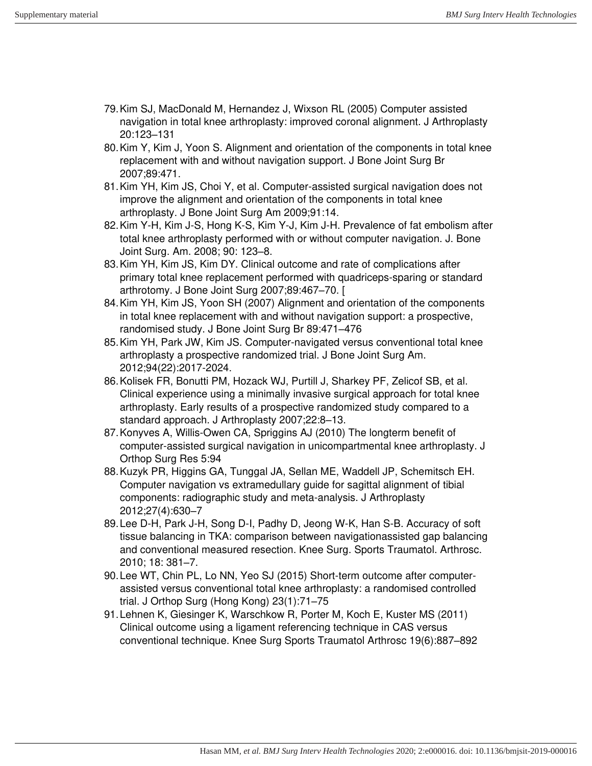79. Kim SJ, MacDonald M, Hernandez J, Wixson RL (2005) Computer assisted navigation in total knee arthroplasty: improved coronal alignment. J Arthroplasty 20:123–131
80. Kim Y, Kim J, Yoon S. Alignment and orientation of the components in total knee replacement with and without navigation support. J Bone Joint Surg Br 2007;89:471.
81. Kim YH, Kim JS, Choi Y, et al. Computer-assisted surgical navigation does not improve the alignment and orientation of the components in total knee arthroplasty. J Bone Joint Surg Am 2009;91:14.
82. Kim Y-H, Kim J-S, Hong K-S, Kim Y-J, Kim J-H. Prevalence of fat embolism after total knee arthroplasty performed with or without computer navigation. J. Bone Joint Surg. Am. 2008; 90: 123–8.
83. Kim YH, Kim JS, Kim DY. Clinical outcome and rate of complications after primary total knee replacement performed with quadriceps-sparing or standard arthrotomy. J Bone Joint Surg 2007;89:467–70. [
84. Kim YH, Kim JS, Yoon SH (2007) Alignment and orientation of the components in total knee replacement with and without navigation support: a prospective, randomised study. J Bone Joint Surg Br 89:471–476
85. Kim YH, Park JW, Kim JS. Computer-navigated versus conventional total knee arthroplasty a prospective randomized trial. J Bone Joint Surg Am. 2012;94(22):2017-2024.
86. Kolisek FR, Bonutti PM, Hozack WJ, Purtill J, Sharkey PF, Zelicof SB, et al. Clinical experience using a minimally invasive surgical approach for total knee arthroplasty. Early results of a prospective randomized study compared to a standard approach. J Arthroplasty 2007;22:8–13.
87. Konyves A, Willis-Owen CA, Spriggins AJ (2010) The longterm benefit of computer-assisted surgical navigation in unicompartmental knee arthroplasty. J Orthop Surg Res 5:94
88. Kuzyk PR, Higgins GA, Tunggal JA, Sellan ME, Waddell JP, Schemitsch EH. Computer navigation vs extramedullary guide for sagittal alignment of tibial components: radiographic study and meta-analysis. J Arthroplasty 2012;27(4):630–7
89. Lee D-H, Park J-H, Song D-I, Padhy D, Jeong W-K, Han S-B. Accuracy of soft tissue balancing in TKA: comparison between navigationassisted gap balancing and conventional measured resection. Knee Surg. Sports Traumatol. Arthrosc. 2010; 18: 381–7.
90. Lee WT, Chin PL, Lo NN, Yeo SJ (2015) Short-term outcome after computer-assisted versus conventional total knee arthroplasty: a randomised controlled trial. J Orthop Surg (Hong Kong) 23(1):71–75
91. Lehnen K, Giesinger K, Warschkow R, Porter M, Koch E, Kuster MS (2011) Clinical outcome using a ligament referencing technique in CAS versus conventional technique. Knee Surg Sports Traumatol Arthrosc 19(6):887–892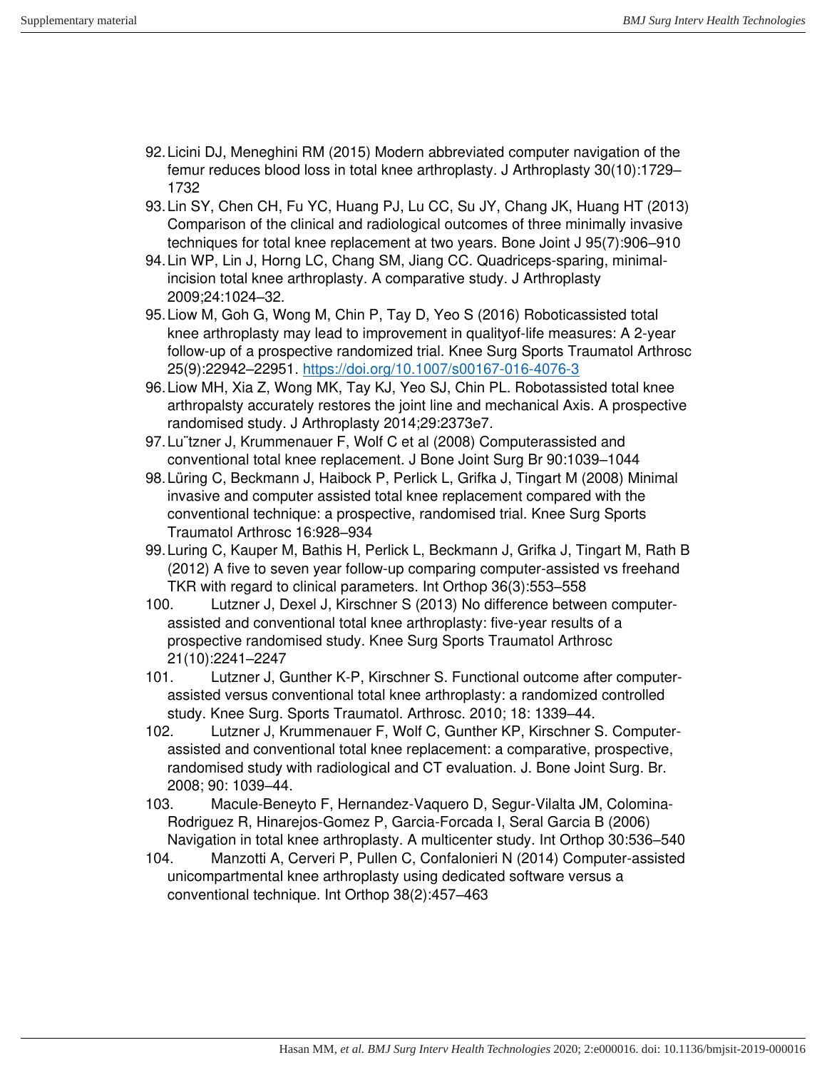92. Licini DJ, Meneghini RM (2015) Modern abbreviated computer navigation of the femur reduces blood loss in total knee arthroplasty. J Arthroplasty 30(10):1729–1732
93. Lin SY, Chen CH, Fu YC, Huang PJ, Lu CC, Su JY, Chang JK, Huang HT (2013) Comparison of the clinical and radiological outcomes of three minimally invasive techniques for total knee replacement at two years. Bone Joint J 95(7):906–910
94. Lin WP, Lin J, Horng LC, Chang SM, Jiang CC. Quadriceps-sparing, minimal-incision total knee arthroplasty. A comparative study. J Arthroplasty 2009;24:1024–32.
95. Liow M, Goh G, Wong M, Chin P, Tay D, Yeo S (2016) Roboticassisted total knee arthroplasty may lead to improvement in qualityof-life measures: A 2-year follow-up of a prospective randomized trial. Knee Surg Sports Traumatol Arthrosc 25(9):22942–22951. https://doi.org/10.1007/s00167-016-4076-3
96. Liow MH, Xia Z, Wong MK, Tay KJ, Yeo SJ, Chin PL. Robotassisted total knee arthropalsty accurately restores the joint line and mechanical Axis. A prospective randomised study. J Arthroplasty 2014;29:2373e7.
97. Lu¨tzner J, Krummenauer F, Wolf C et al (2008) Computerassisted and conventional total knee replacement. J Bone Joint Surg Br 90:1039–1044
98. Lüring C, Beckmann J, Haibock P, Perlick L, Grifka J, Tingart M (2008) Minimal invasive and computer assisted total knee replacement compared with the conventional technique: a prospective, randomised trial. Knee Surg Sports Traumatol Arthrosc 16:928–934
99. Luring C, Kauper M, Bathis H, Perlick L, Beckmann J, Grifka J, Tingart M, Rath B (2012) A five to seven year follow-up comparing computer-assisted vs freehand TKR with regard to clinical parameters. Int Orthop 36(3):553–558
100. Lutzner J, Dexel J, Kirschner S (2013) No difference between computer-assisted and conventional total knee arthroplasty: five-year results of a prospective randomised study. Knee Surg Sports Traumatol Arthrosc 21(10):2241–2247
101. Lutzner J, Gunther K-P, Kirschner S. Functional outcome after computer-assisted versus conventional total knee arthroplasty: a randomized controlled study. Knee Surg. Sports Traumatol. Arthrosc. 2010; 18: 1339–44.
102. Lutzner J, Krummenauer F, Wolf C, Gunther KP, Kirschner S. Computer-assisted and conventional total knee replacement: a comparative, prospective, randomised study with radiological and CT evaluation. J. Bone Joint Surg. Br. 2008; 90: 1039–44.
103. Macule-Beneyto F, Hernandez-Vaquero D, Segur-Vilalta JM, Colomina-Rodriguez R, Hinarejos-Gomez P, Garcia-Forcada I, Seral Garcia B (2006) Navigation in total knee arthroplasty. A multicenter study. Int Orthop 30:536–540
104. Manzotti A, Cerveri P, Pullen C, Confalonieri N (2014) Computer-assisted unicompartmental knee arthroplasty using dedicated software versus a conventional technique. Int Orthop 38(2):457–463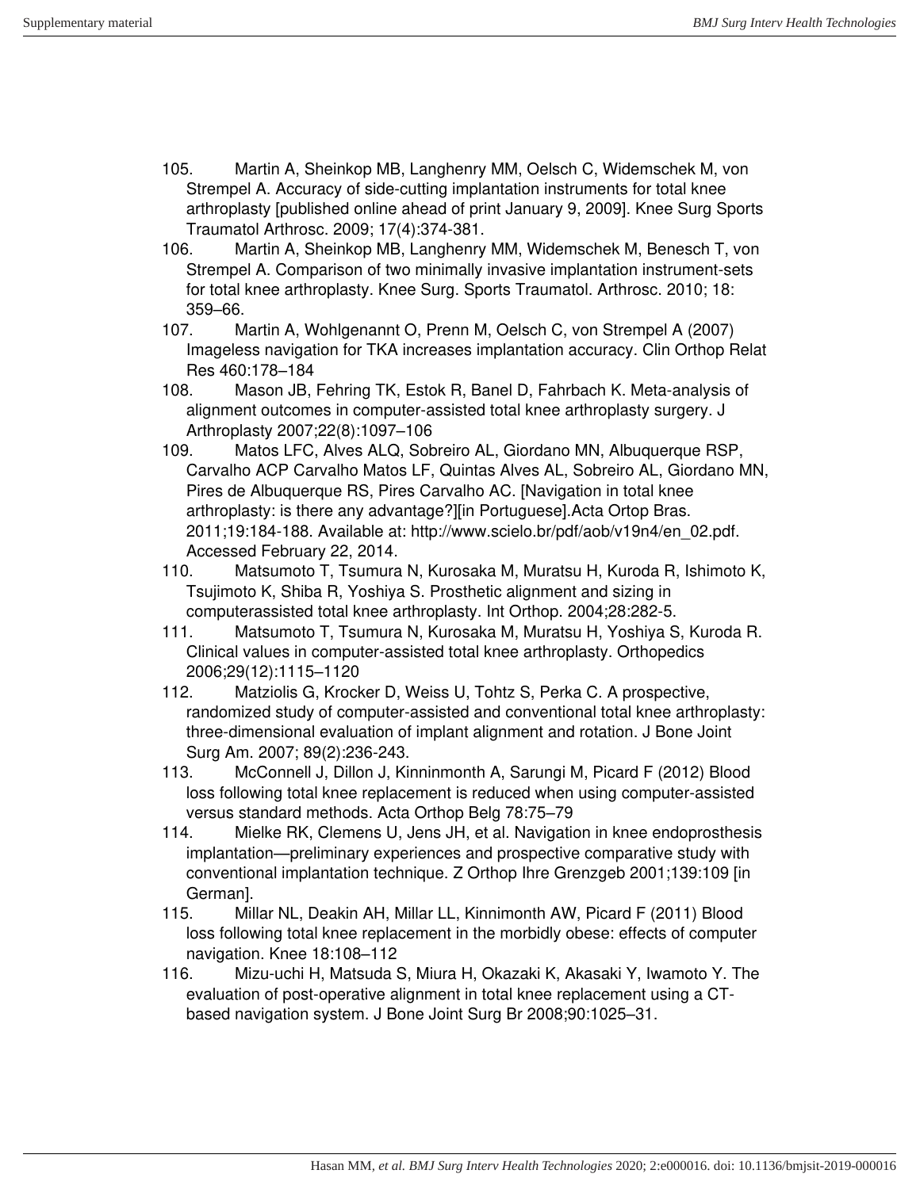105. Martin A, Sheinkop MB, Langhenry MM, Oelsch C, Widemschek M, von Strempel A. Accuracy of side-cutting implantation instruments for total knee arthroplasty [published online ahead of print January 9, 2009]. Knee Surg Sports Traumatol Arthrosc. 2009; 17(4):374-381.
106. Martin A, Sheinkop MB, Langhenry MM, Widemschek M, Benesch T, von Strempel A. Comparison of two minimally invasive implantation instrument-sets for total knee arthroplasty. Knee Surg. Sports Traumatol. Arthrosc. 2010; 18: 359–66.
107. Martin A, Wohlgenannt O, Prenn M, Oelsch C, von Strempel A (2007) Imageless navigation for TKA increases implantation accuracy. Clin Orthop Relat Res 460:178–184
108. Mason JB, Fehring TK, Estok R, Banel D, Fahrbach K. Meta-analysis of alignment outcomes in computer-assisted total knee arthroplasty surgery. J Arthroplasty 2007;22(8):1097–106
109. Matos LFC, Alves ALQ, Sobreiro AL, Giordano MN, Albuquerque RSP, Carvalho ACP Carvalho Matos LF, Quintas Alves AL, Sobreiro AL, Giordano MN, Pires de Albuquerque RS, Pires Carvalho AC. [Navigation in total knee arthroplasty: is there any advantage?][in Portuguese].Acta Ortop Bras. 2011;19:184-188. Available at: http://www.scielo.br/pdf/aob/v19n4/en_02.pdf. Accessed February 22, 2014.
110. Matsumoto T, Tsumura N, Kurosaka M, Muratsu H, Kuroda R, Ishimoto K, Tsujimoto K, Shiba R, Yoshiya S. Prosthetic alignment and sizing in computerassisted total knee arthroplasty. Int Orthop. 2004;28:282-5.
111. Matsumoto T, Tsumura N, Kurosaka M, Muratsu H, Yoshiya S, Kuroda R. Clinical values in computer-assisted total knee arthroplasty. Orthopedics 2006;29(12):1115–1120
112. Matziolis G, Krocker D, Weiss U, Tohtz S, Perka C. A prospective, randomized study of computer-assisted and conventional total knee arthroplasty: three-dimensional evaluation of implant alignment and rotation. J Bone Joint Surg Am. 2007; 89(2):236-243.
113. McConnell J, Dillon J, Kinninmonth A, Sarungi M, Picard F (2012) Blood loss following total knee replacement is reduced when using computer-assisted versus standard methods. Acta Orthop Belg 78:75–79
114. Mielke RK, Clemens U, Jens JH, et al. Navigation in knee endoprosthesis implantation—preliminary experiences and prospective comparative study with conventional implantation technique. Z Orthop Ihre Grenzgeb 2001;139:109 [in German].
115. Millar NL, Deakin AH, Millar LL, Kinnimonth AW, Picard F (2011) Blood loss following total knee replacement in the morbidly obese: effects of computer navigation. Knee 18:108–112
116. Mizu-uchi H, Matsuda S, Miura H, Okazaki K, Akasaki Y, Iwamoto Y. The evaluation of post-operative alignment in total knee replacement using a CT-based navigation system. J Bone Joint Surg Br 2008;90:1025–31.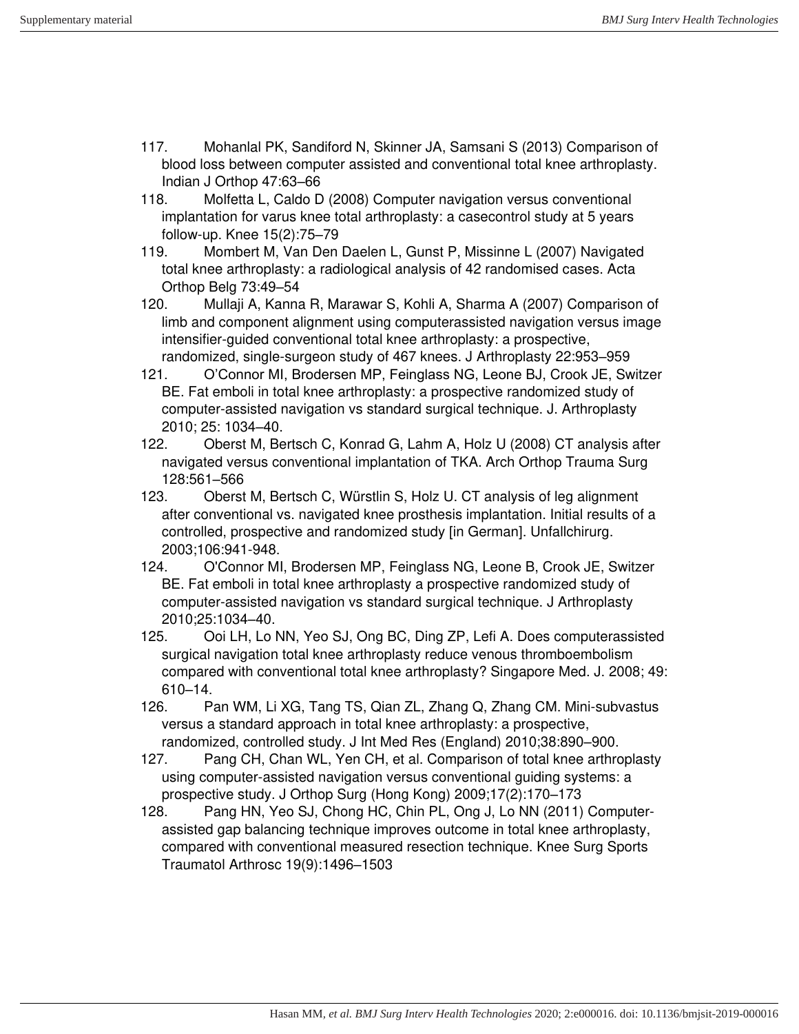117. Mohanlal PK, Sandiford N, Skinner JA, Samsani S (2013) Comparison of blood loss between computer assisted and conventional total knee arthroplasty. Indian J Orthop 47:63–66
118. Molfetta L, Caldo D (2008) Computer navigation versus conventional implantation for varus knee total arthroplasty: a casecontrol study at 5 years follow-up. Knee 15(2):75–79
119. Mombert M, Van Den Daelen L, Gunst P, Missinne L (2007) Navigated total knee arthroplasty: a radiological analysis of 42 randomised cases. Acta Orthop Belg 73:49–54
120. Mullaji A, Kanna R, Marawar S, Kohli A, Sharma A (2007) Comparison of limb and component alignment using computerassisted navigation versus image intensifier-guided conventional total knee arthroplasty: a prospective, randomized, single-surgeon study of 467 knees. J Arthroplasty 22:953–959
121. O'Connor MI, Brodersen MP, Feinglass NG, Leone BJ, Crook JE, Switzer BE. Fat emboli in total knee arthroplasty: a prospective randomized study of computer-assisted navigation vs standard surgical technique. J. Arthroplasty 2010; 25: 1034–40.
122. Oberst M, Bertsch C, Konrad G, Lahm A, Holz U (2008) CT analysis after navigated versus conventional implantation of TKA. Arch Orthop Trauma Surg 128:561–566
123. Oberst M, Bertsch C, Würstlin S, Holz U. CT analysis of leg alignment after conventional vs. navigated knee prosthesis implantation. Initial results of a controlled, prospective and randomized study [in German]. Unfallchirurg. 2003;106:941-948.
124. O'Connor MI, Brodersen MP, Feinglass NG, Leone B, Crook JE, Switzer BE. Fat emboli in total knee arthroplasty a prospective randomized study of computer-assisted navigation vs standard surgical technique. J Arthroplasty 2010;25:1034–40.
125. Ooi LH, Lo NN, Yeo SJ, Ong BC, Ding ZP, Lefi A. Does computerassisted surgical navigation total knee arthroplasty reduce venous thromboembolism compared with conventional total knee arthroplasty? Singapore Med. J. 2008; 49: 610–14.
126. Pan WM, Li XG, Tang TS, Qian ZL, Zhang Q, Zhang CM. Mini-subvastus versus a standard approach in total knee arthroplasty: a prospective, randomized, controlled study. J Int Med Res (England) 2010;38:890–900.
127. Pang CH, Chan WL, Yen CH, et al. Comparison of total knee arthroplasty using computer-assisted navigation versus conventional guiding systems: a prospective study. J Orthop Surg (Hong Kong) 2009;17(2):170–173
128. Pang HN, Yeo SJ, Chong HC, Chin PL, Ong J, Lo NN (2011) Computer-assisted gap balancing technique improves outcome in total knee arthroplasty, compared with conventional measured resection technique. Knee Surg Sports Traumatol Arthrosc 19(9):1496–1503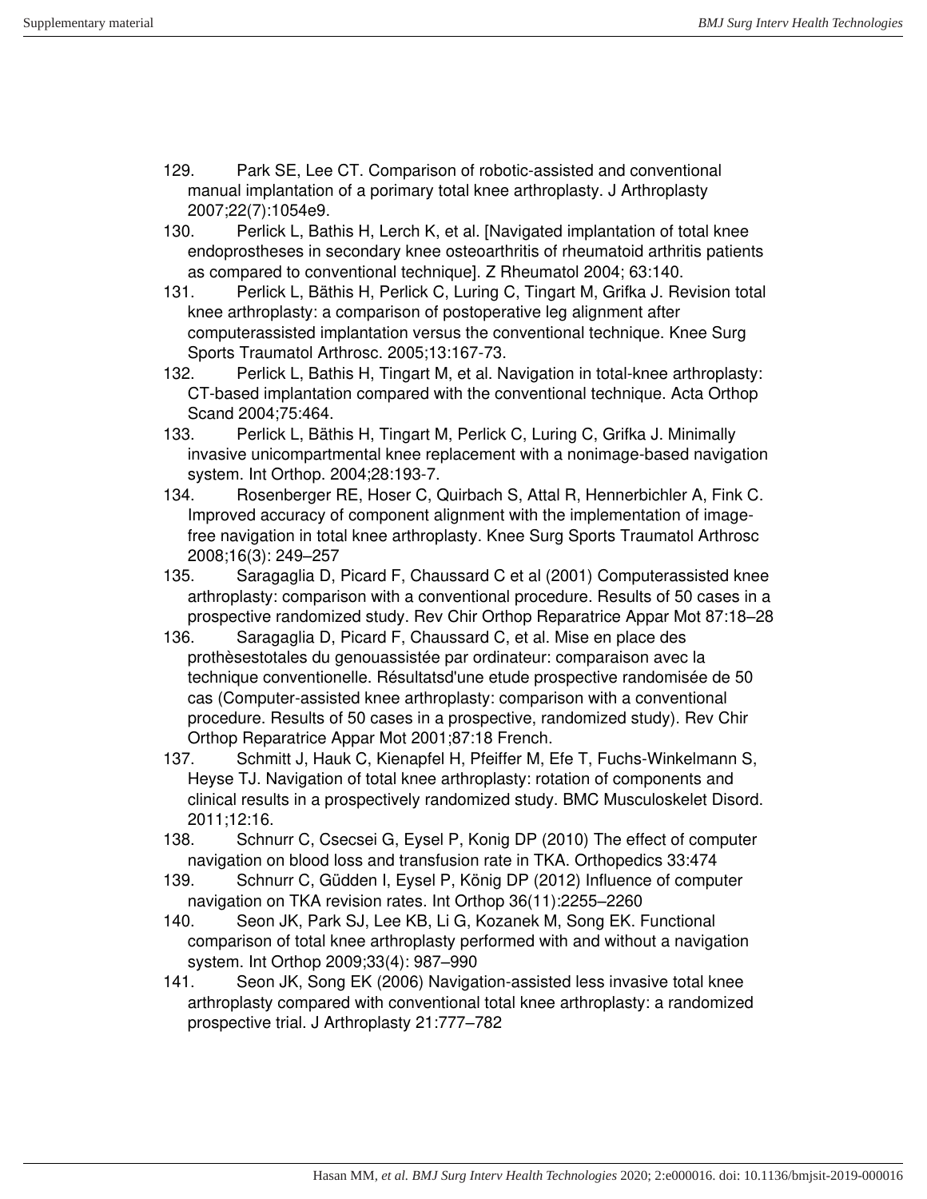129. Park SE, Lee CT. Comparison of robotic-assisted and conventional manual implantation of a porimary total knee arthroplasty. J Arthroplasty 2007;22(7):1054e9.
130. Perlick L, Bathis H, Lerch K, et al. [Navigated implantation of total knee endoprostheses in secondary knee osteoarthritis of rheumatoid arthritis patients as compared to conventional technique]. Z Rheumatol 2004; 63:140.
131. Perlick L, Bäthis H, Perlick C, Luring C, Tingart M, Grifka J. Revision total knee arthroplasty: a comparison of postoperative leg alignment after computerassisted implantation versus the conventional technique. Knee Surg Sports Traumatol Arthrosc. 2005;13:167-73.
132. Perlick L, Bathis H, Tingart M, et al. Navigation in total-knee arthroplasty: CT-based implantation compared with the conventional technique. Acta Orthop Scand 2004;75:464.
133. Perlick L, Bäthis H, Tingart M, Perlick C, Luring C, Grifka J. Minimally invasive unicompartmental knee replacement with a nonimage-based navigation system. Int Orthop. 2004;28:193-7.
134. Rosenberger RE, Hoser C, Quirbach S, Attal R, Hennerbichler A, Fink C. Improved accuracy of component alignment with the implementation of image-free navigation in total knee arthroplasty. Knee Surg Sports Traumatol Arthrosc 2008;16(3): 249–257
135. Saragaglia D, Picard F, Chaussard C et al (2001) Computerassisted knee arthroplasty: comparison with a conventional procedure. Results of 50 cases in a prospective randomized study. Rev Chir Orthop Reparatrice Appar Mot 87:18–28
136. Saragaglia D, Picard F, Chaussard C, et al. Mise en place des prothèsestotales du genouassistée par ordinateur: comparaison avec la technique conventionelle. Résultatsd'une etude prospective randomisée de 50 cas (Computer-assisted knee arthroplasty: comparison with a conventional procedure. Results of 50 cases in a prospective, randomized study). Rev Chir Orthop Reparatrice Appar Mot 2001;87:18 French.
137. Schmitt J, Hauk C, Kienapfel H, Pfeiffer M, Efe T, Fuchs-Winkelmann S, Heyse TJ. Navigation of total knee arthroplasty: rotation of components and clinical results in a prospectively randomized study. BMC Musculoskelet Disord. 2011;12:16.
138. Schnurr C, Csecsei G, Eysel P, Konig DP (2010) The effect of computer navigation on blood loss and transfusion rate in TKA. Orthopedics 33:474
139. Schnurr C, Güdden I, Eysel P, König DP (2012) Influence of computer navigation on TKA revision rates. Int Orthop 36(11):2255–2260
140. Seon JK, Park SJ, Lee KB, Li G, Kozanek M, Song EK. Functional comparison of total knee arthroplasty performed with and without a navigation system. Int Orthop 2009;33(4): 987–990
141. Seon JK, Song EK (2006) Navigation-assisted less invasive total knee arthroplasty compared with conventional total knee arthroplasty: a randomized prospective trial. J Arthroplasty 21:777–782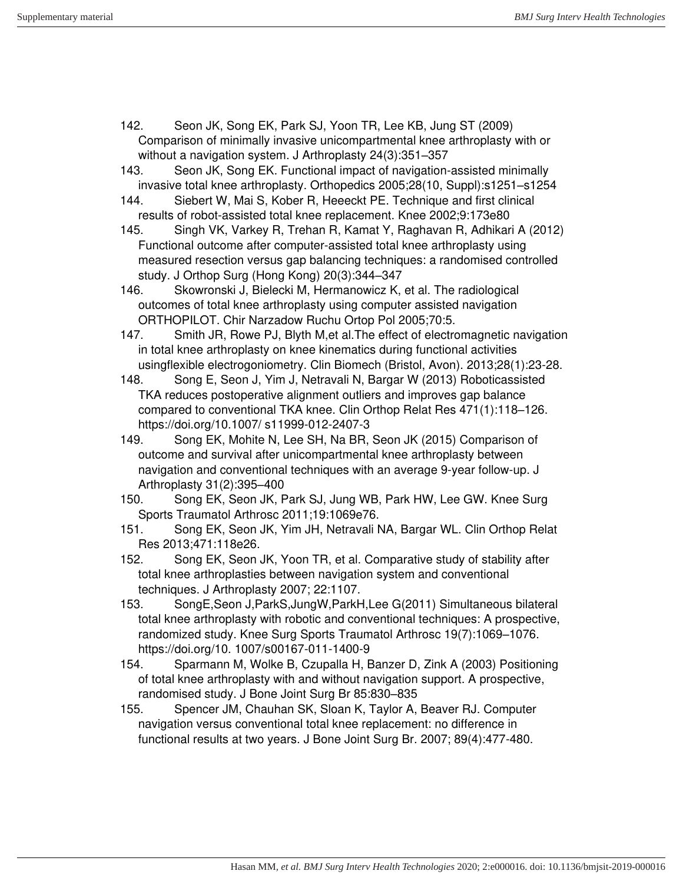142. Seon JK, Song EK, Park SJ, Yoon TR, Lee KB, Jung ST (2009) Comparison of minimally invasive unicompartmental knee arthroplasty with or without a navigation system. J Arthroplasty 24(3):351–357
143. Seon JK, Song EK. Functional impact of navigation-assisted minimally invasive total knee arthroplasty. Orthopedics 2005;28(10, Suppl):s1251–s1254
144. Siebert W, Mai S, Kober R, Heeeckt PE. Technique and first clinical results of robot-assisted total knee replacement. Knee 2002;9:173e80
145. Singh VK, Varkey R, Trehan R, Kamat Y, Raghavan R, Adhikari A (2012) Functional outcome after computer-assisted total knee arthroplasty using measured resection versus gap balancing techniques: a randomised controlled study. J Orthop Surg (Hong Kong) 20(3):344–347
146. Skowronski J, Bielecki M, Hermanowicz K, et al. The radiological outcomes of total knee arthroplasty using computer assisted navigation ORTHOPILOT. Chir Narzadow Ruchu Ortop Pol 2005;70:5.
147. Smith JR, Rowe PJ, Blyth M,et al.The effect of electromagnetic navigation in total knee arthroplasty on knee kinematics during functional activities usingflexible electrogoniometry. Clin Biomech (Bristol, Avon). 2013;28(1):23-28.
148. Song E, Seon J, Yim J, Netravali N, Bargar W (2013) Roboticassisted TKA reduces postoperative alignment outliers and improves gap balance compared to conventional TKA knee. Clin Orthop Relat Res 471(1):118–126. https://doi.org/10.1007/ s11999-012-2407-3
149. Song EK, Mohite N, Lee SH, Na BR, Seon JK (2015) Comparison of outcome and survival after unicompartmental knee arthroplasty between navigation and conventional techniques with an average 9-year follow-up. J Arthroplasty 31(2):395–400
150. Song EK, Seon JK, Park SJ, Jung WB, Park HW, Lee GW. Knee Surg Sports Traumatol Arthrosc 2011;19:1069e76.
151. Song EK, Seon JK, Yim JH, Netravali NA, Bargar WL. Clin Orthop Relat Res 2013;471:118e26.
152. Song EK, Seon JK, Yoon TR, et al. Comparative study of stability after total knee arthroplasties between navigation system and conventional techniques. J Arthroplasty 2007; 22:1107.
153. SongE,Seon J,ParkS,JungW,ParkH,Lee G(2011) Simultaneous bilateral total knee arthroplasty with robotic and conventional techniques: A prospective, randomized study. Knee Surg Sports Traumatol Arthrosc 19(7):1069–1076. https://doi.org/10. 1007/s00167-011-1400-9
154. Sparmann M, Wolke B, Czupalla H, Banzer D, Zink A (2003) Positioning of total knee arthroplasty with and without navigation support. A prospective, randomised study. J Bone Joint Surg Br 85:830–835
155. Spencer JM, Chauhan SK, Sloan K, Taylor A, Beaver RJ. Computer navigation versus conventional total knee replacement: no difference in functional results at two years. J Bone Joint Surg Br. 2007; 89(4):477-480.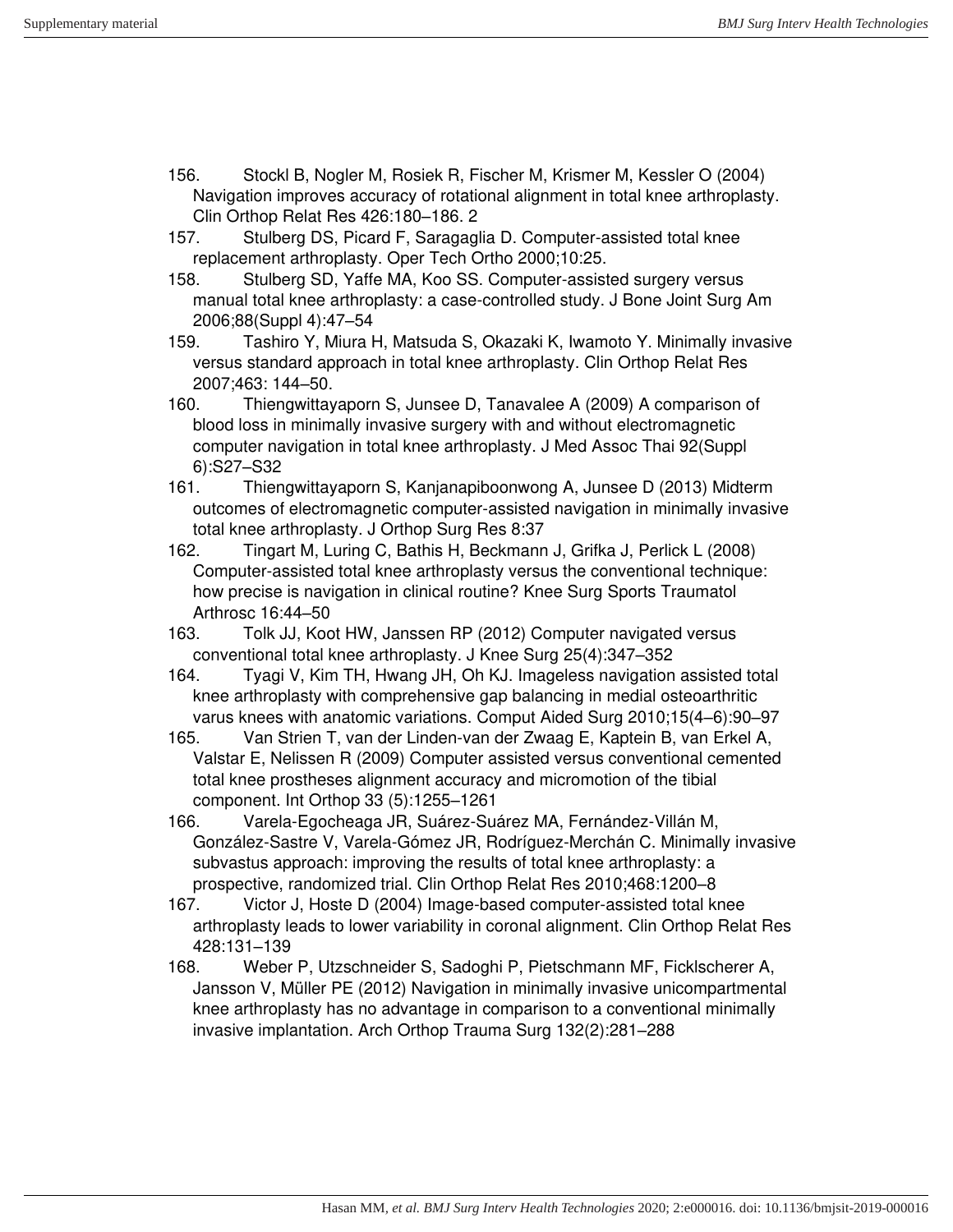156. Stockl B, Nogler M, Rosiek R, Fischer M, Krismer M, Kessler O (2004) Navigation improves accuracy of rotational alignment in total knee arthroplasty. Clin Orthop Relat Res 426:180–186. 2
157. Stulberg DS, Picard F, Saragaglia D. Computer-assisted total knee replacement arthroplasty. Oper Tech Ortho 2000;10:25.
158. Stulberg SD, Yaffe MA, Koo SS. Computer-assisted surgery versus manual total knee arthroplasty: a case-controlled study. J Bone Joint Surg Am 2006;88(Suppl 4):47–54
159. Tashiro Y, Miura H, Matsuda S, Okazaki K, Iwamoto Y. Minimally invasive versus standard approach in total knee arthroplasty. Clin Orthop Relat Res 2007;463: 144–50.
160. Thiengwittayaporn S, Junsee D, Tanavalee A (2009) A comparison of blood loss in minimally invasive surgery with and without electromagnetic computer navigation in total knee arthroplasty. J Med Assoc Thai 92(Suppl 6):S27–S32
161. Thiengwittayaporn S, Kanjanapiboonwong A, Junsee D (2013) Midterm outcomes of electromagnetic computer-assisted navigation in minimally invasive total knee arthroplasty. J Orthop Surg Res 8:37
162. Tingart M, Luring C, Bathis H, Beckmann J, Grifka J, Perlick L (2008) Computer-assisted total knee arthroplasty versus the conventional technique: how precise is navigation in clinical routine? Knee Surg Sports Traumatol Arthrosc 16:44–50
163. Tolk JJ, Koot HW, Janssen RP (2012) Computer navigated versus conventional total knee arthroplasty. J Knee Surg 25(4):347–352
164. Tyagi V, Kim TH, Hwang JH, Oh KJ. Imageless navigation assisted total knee arthroplasty with comprehensive gap balancing in medial osteoarthritic varus knees with anatomic variations. Comput Aided Surg 2010;15(4–6):90–97
165. Van Strien T, van der Linden-van der Zwaag E, Kaptein B, van Erkel A, Valstar E, Nelissen R (2009) Computer assisted versus conventional cemented total knee prostheses alignment accuracy and micromotion of the tibial component. Int Orthop 33 (5):1255–1261
166. Varela-Egocheaga JR, Suárez-Suárez MA, Fernández-Villán M, González-Sastre V, Varela-Gómez JR, Rodríguez-Merchán C. Minimally invasive subvastus approach: improving the results of total knee arthroplasty: a prospective, randomized trial. Clin Orthop Relat Res 2010;468:1200–8
167. Victor J, Hoste D (2004) Image-based computer-assisted total knee arthroplasty leads to lower variability in coronal alignment. Clin Orthop Relat Res 428:131–139
168. Weber P, Utzschneider S, Sadoghi P, Pietschmann MF, Ficklscherer A, Jansson V, Müller PE (2012) Navigation in minimally invasive unicompartmental knee arthroplasty has no advantage in comparison to a conventional minimally invasive implantation. Arch Orthop Trauma Surg 132(2):281–288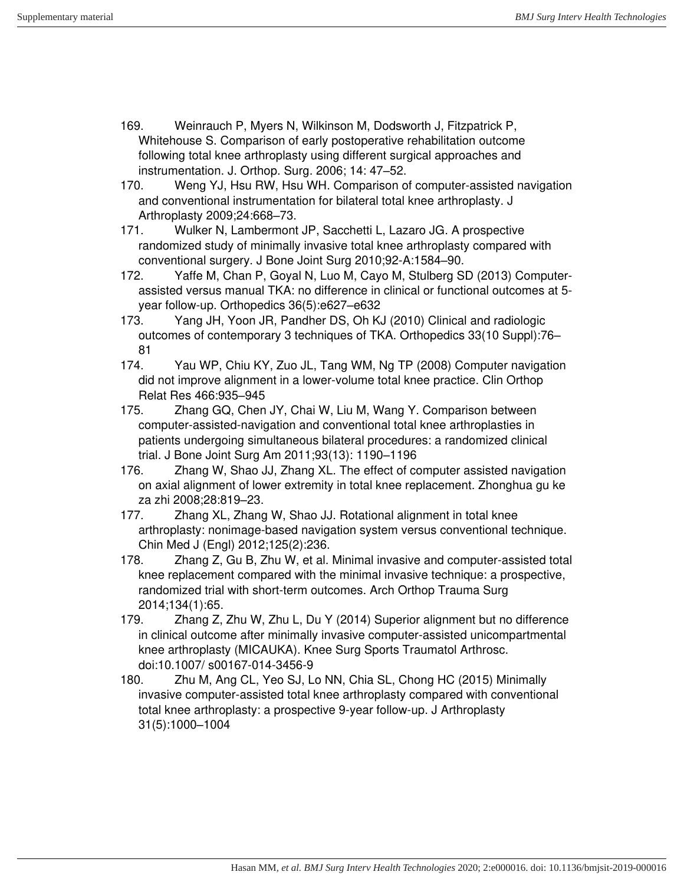169. Weinrauch P, Myers N, Wilkinson M, Dodsworth J, Fitzpatrick P, Whitehouse S. Comparison of early postoperative rehabilitation outcome following total knee arthroplasty using different surgical approaches and instrumentation. J. Orthop. Surg. 2006; 14: 47–52.
170. Weng YJ, Hsu RW, Hsu WH. Comparison of computer-assisted navigation and conventional instrumentation for bilateral total knee arthroplasty. J Arthroplasty 2009;24:668–73.
171. Wulker N, Lambermont JP, Sacchetti L, Lazaro JG. A prospective randomized study of minimally invasive total knee arthroplasty compared with conventional surgery. J Bone Joint Surg 2010;92-A:1584–90.
172. Yaffe M, Chan P, Goyal N, Luo M, Cayo M, Stulberg SD (2013) Computer-assisted versus manual TKA: no difference in clinical or functional outcomes at 5-year follow-up. Orthopedics 36(5):e627–e632
173. Yang JH, Yoon JR, Pandher DS, Oh KJ (2010) Clinical and radiologic outcomes of contemporary 3 techniques of TKA. Orthopedics 33(10 Suppl):76–81
174. Yau WP, Chiu KY, Zuo JL, Tang WM, Ng TP (2008) Computer navigation did not improve alignment in a lower-volume total knee practice. Clin Orthop Relat Res 466:935–945
175. Zhang GQ, Chen JY, Chai W, Liu M, Wang Y. Comparison between computer-assisted-navigation and conventional total knee arthroplasties in patients undergoing simultaneous bilateral procedures: a randomized clinical trial. J Bone Joint Surg Am 2011;93(13): 1190–1196
176. Zhang W, Shao JJ, Zhang XL. The effect of computer assisted navigation on axial alignment of lower extremity in total knee replacement. Zhonghua gu ke za zhi 2008;28:819–23.
177. Zhang XL, Zhang W, Shao JJ. Rotational alignment in total knee arthroplasty: nonimage-based navigation system versus conventional technique. Chin Med J (Engl) 2012;125(2):236.
178. Zhang Z, Gu B, Zhu W, et al. Minimal invasive and computer-assisted total knee replacement compared with the minimal invasive technique: a prospective, randomized trial with short-term outcomes. Arch Orthop Trauma Surg 2014;134(1):65.
179. Zhang Z, Zhu W, Zhu L, Du Y (2014) Superior alignment but no difference in clinical outcome after minimally invasive computer-assisted unicompartmental knee arthroplasty (MICAUKA). Knee Surg Sports Traumatol Arthrosc. doi:10.1007/ s00167-014-3456-9
180. Zhu M, Ang CL, Yeo SJ, Lo NN, Chia SL, Chong HC (2015) Minimally invasive computer-assisted total knee arthroplasty compared with conventional total knee arthroplasty: a prospective 9-year follow-up. J Arthroplasty 31(5):1000–1004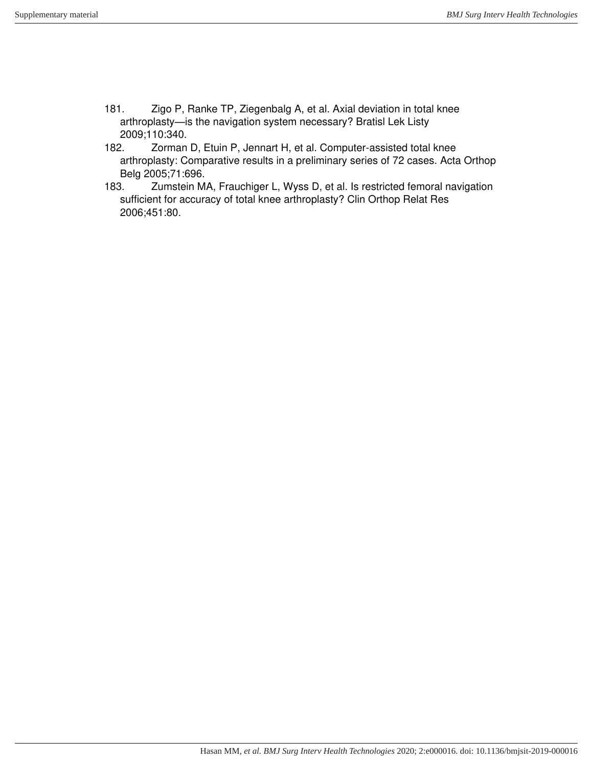181. Zigo P, Ranke TP, Ziegenbalg A, et al. Axial deviation in total knee arthroplasty—is the navigation system necessary? Bratisl Lek Listy 2009;110:340.
182. Zorman D, Etuin P, Jennart H, et al. Computer-assisted total knee arthroplasty: Comparative results in a preliminary series of 72 cases. Acta Orthop Belg 2005;71:696.
183. Zumstein MA, Frauchiger L, Wyss D, et al. Is restricted femoral navigation sufficient for accuracy of total knee arthroplasty? Clin Orthop Relat Res 2006;451:80.